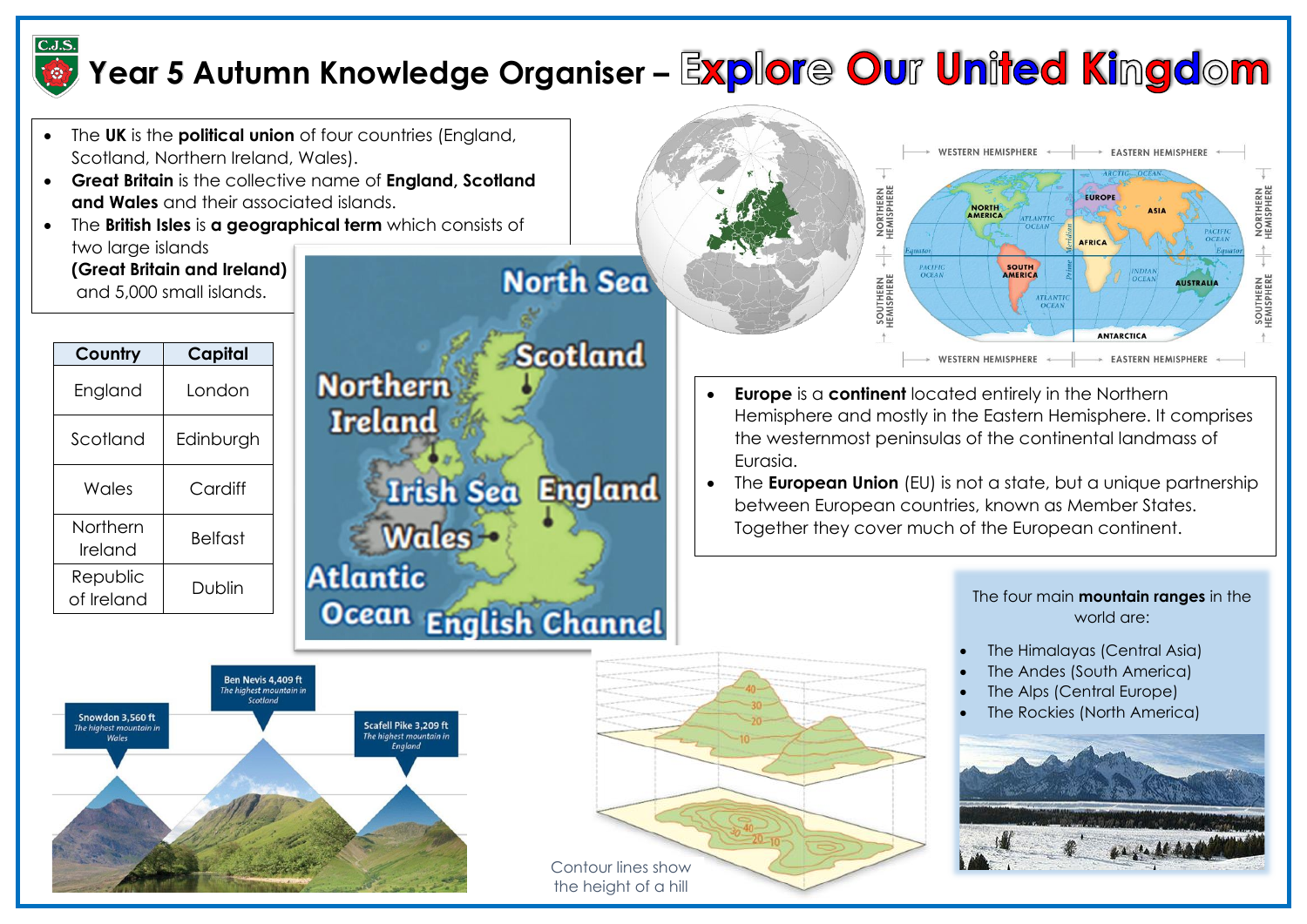# Year 5 Autumn Knowledge Organiser – Explore Our United Kingdom

- The **UK** is the **political union** of four countries (England, Scotland, Northern Ireland, Wales).
- **Great Britain** is the collective name of **England, Scotland and Wales** and their associated islands.
- The **British Isles** is **a geographical term** which consists of two large islands **(Great Britain and Ireland)** and 5,000 small islands.

| Country | Capital |
| --- | --- |
| England | London |
| Scotland | Edinburgh |
| Wales | Cardiff |
| Northern Ireland | Belfast |
| Republic of Ireland | Dublin |

- **Europe** is a **continent** located entirely in the Northern Hemisphere and mostly in the Eastern Hemisphere. It comprises the westernmost peninsulas of the continental landmass of Eurasia.
- The **European Union** (EU) is not a state, but a unique partnership between European countries, known as Member States. Together they cover much of the European continent.

The four main **mountain ranges** in the world are:

- The Himalayas (Central Asia)
- The Andes (South America)
- The Alps (Central Europe)
- The Rockies (North America)

Snowdon 3,560 ft — The highest mountain in Wales

Ben Nevis 4,409 ft — The highest mountain in Scotland

Scafell Pike 3,209 ft — The highest mountain in England

Contour lines show the height of a hill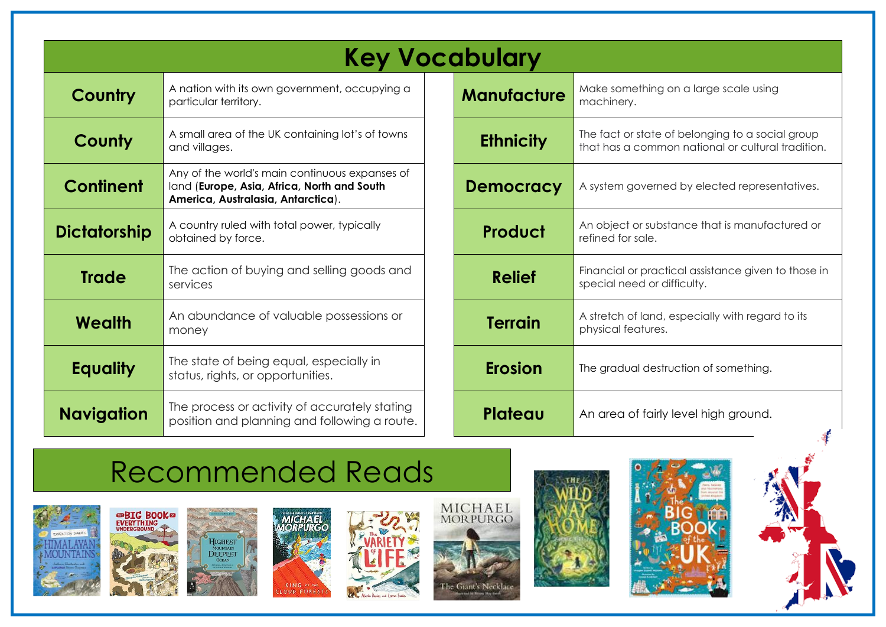# Key Vocabulary

| | | | |
|---|---|---|---|
| **Country** | A nation with its own government, occupying a particular territory. | **Manufacture** | Make something on a large scale using machinery. |
| **County** | A small area of the UK containing lot's of towns and villages. | **Ethnicity** | The fact or state of belonging to a social group that has a common national or cultural tradition. |
| **Continent** | Any of the world's main continuous expanses of land (**Europe, Asia, Africa, North and South America, Australasia, Antarctica**). | **Democracy** | A system governed by elected representatives. |
| **Dictatorship** | A country ruled with total power, typically obtained by force. | **Product** | An object or substance that is manufactured or refined for sale. |
| **Trade** | The action of buying and selling goods and services | **Relief** | Financial or practical assistance given to those in special need or difficulty. |
| **Wealth** | An abundance of valuable possessions or money | **Terrain** | A stretch of land, especially with regard to its physical features. |
| **Equality** | The state of being equal, especially in status, rights, or opportunities. | **Erosion** | The gradual destruction of something. |
| **Navigation** | The process or activity of accurately stating position and planning and following a route. | **Plateau** | An area of fairly level high ground. |

# Recommended Reads